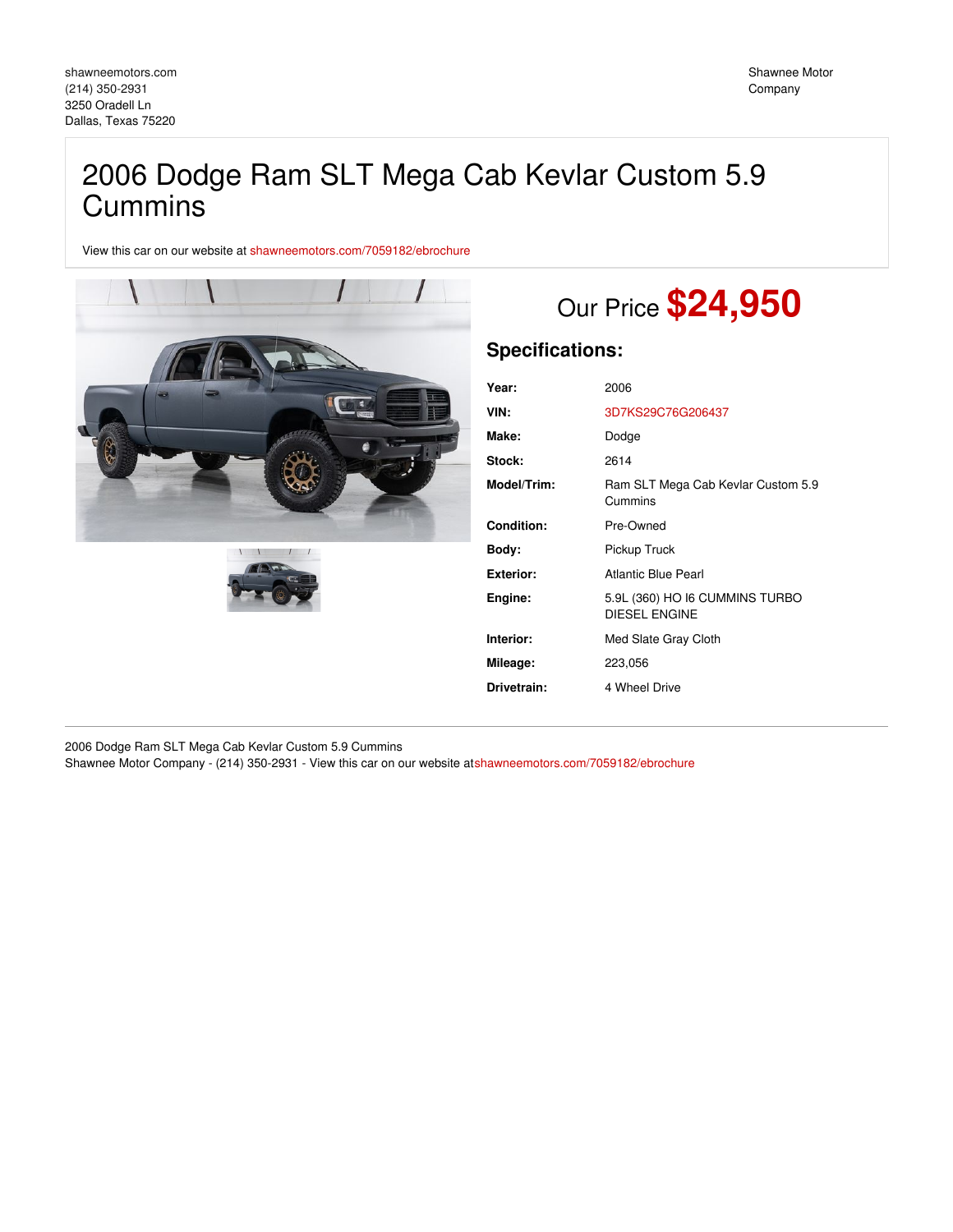shawneemotors.com
(214) 350-2931
3250 Oradell Ln
Dallas, Texas 75220

Shawnee Motor Company

# 2006 Dodge Ram SLT Mega Cab Kevlar Custom 5.9 Cummins

View this car on our website at shawneemotors.com/7059182/ebrochure

## Our Price **$24,950**

### Specifications:

| | |
|---|---|
| **Year:** | 2006 |
| **VIN:** | 3D7KS29C76G206437 |
| **Make:** | Dodge |
| **Stock:** | 2614 |
| **Model/Trim:** | Ram SLT Mega Cab Kevlar Custom 5.9 Cummins |
| **Condition:** | Pre-Owned |
| **Body:** | Pickup Truck |
| **Exterior:** | Atlantic Blue Pearl |
| **Engine:** | 5.9L (360) HO I6 CUMMINS TURBO DIESEL ENGINE |
| **Interior:** | Med Slate Gray Cloth |
| **Mileage:** | 223,056 |
| **Drivetrain:** | 4 Wheel Drive |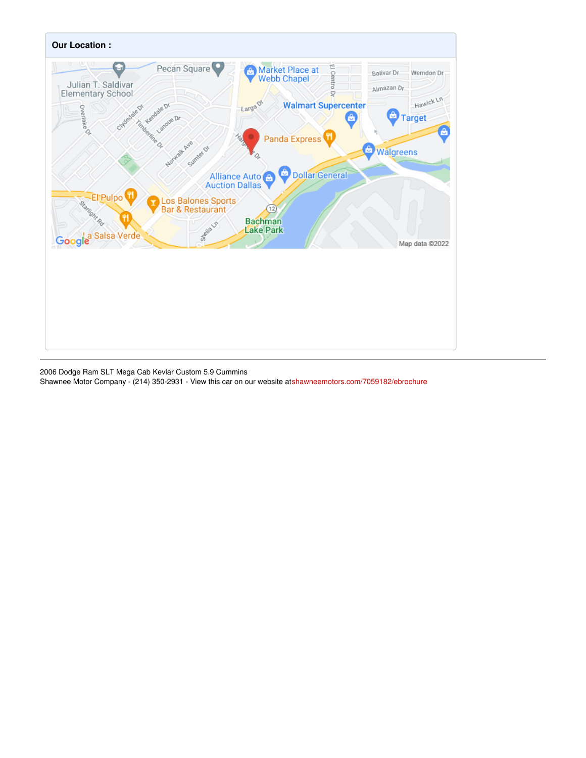**Our Location :**

2006 Dodge Ram SLT Mega Cab Kevlar Custom 5.9 Cummins
Shawnee Motor Company - (214) 350-2931 - View this car on our website atshawneemotors.com/7059182/ebrochure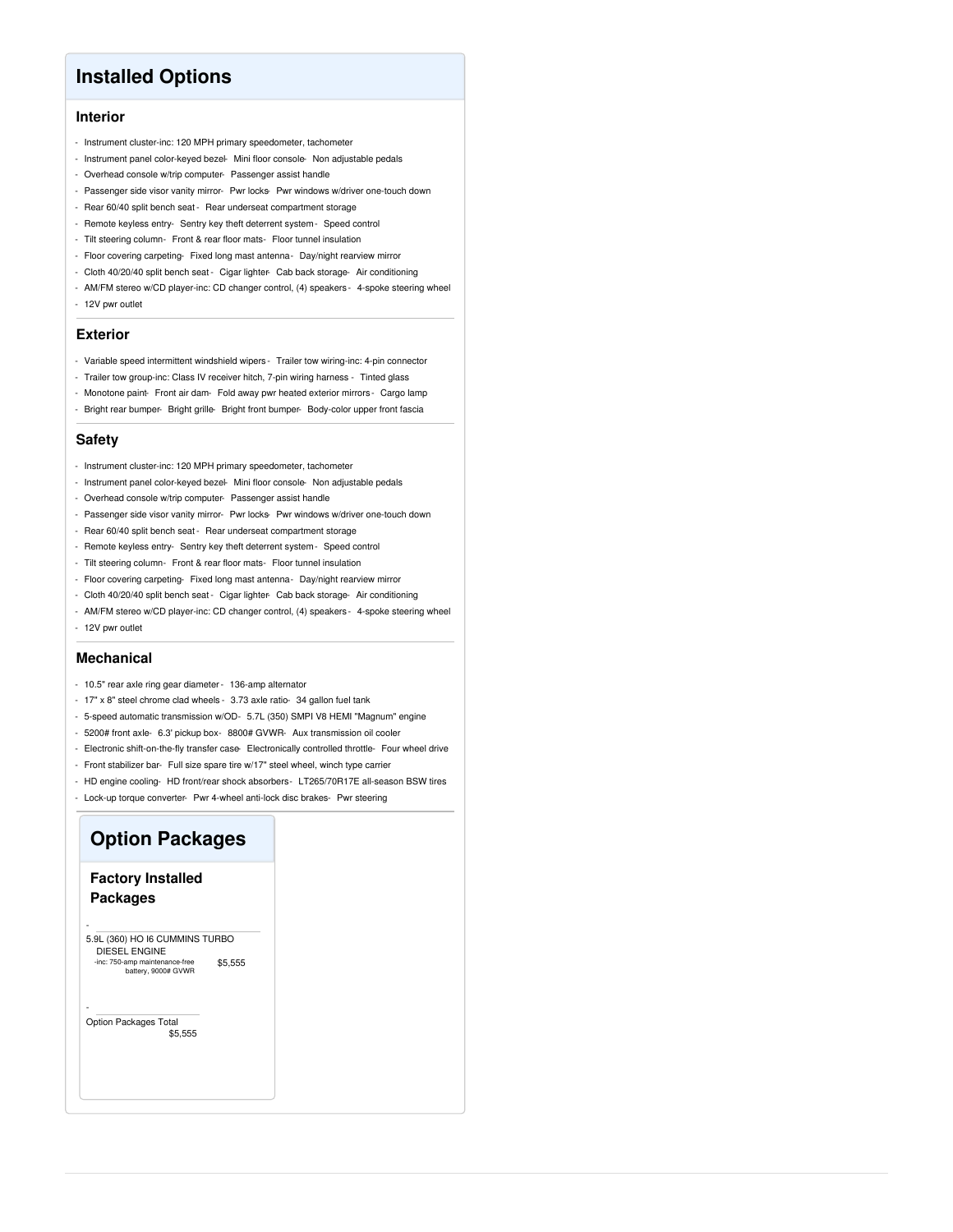# Installed Options

## Interior

- Instrument cluster-inc: 120 MPH primary speedometer, tachometer
- Instrument panel color-keyed bezel
- Mini floor console
- Non adjustable pedals
- Overhead console w/trip computer
- Passenger assist handle
- Passenger side visor vanity mirror
- Pwr locks
- Pwr windows w/driver one-touch down
- Rear 60/40 split bench seat
- Rear underseat compartment storage
- Remote keyless entry
- Sentry key theft deterrent system
- Speed control
- Tilt steering column
- Front & rear floor mats
- Floor tunnel insulation
- Floor covering carpeting
- Fixed long mast antenna
- Day/night rearview mirror
- Cloth 40/20/40 split bench seat
- Cigar lighter
- Cab back storage
- Air conditioning
- AM/FM stereo w/CD player-inc: CD changer control, (4) speakers
- 4-spoke steering wheel
- 12V pwr outlet

## Exterior

- Variable speed intermittent windshield wipers
- Trailer tow wiring-inc: 4-pin connector
- Trailer tow group-inc: Class IV receiver hitch, 7-pin wiring harness
- Tinted glass
- Monotone paint
- Front air dam
- Fold away pwr heated exterior mirrors
- Cargo lamp
- Bright rear bumper
- Bright grille
- Bright front bumper
- Body-color upper front fascia

## Safety

- Instrument cluster-inc: 120 MPH primary speedometer, tachometer
- Instrument panel color-keyed bezel
- Mini floor console
- Non adjustable pedals
- Overhead console w/trip computer
- Passenger assist handle
- Passenger side visor vanity mirror
- Pwr locks
- Pwr windows w/driver one-touch down
- Rear 60/40 split bench seat
- Rear underseat compartment storage
- Remote keyless entry
- Sentry key theft deterrent system
- Speed control
- Tilt steering column
- Front & rear floor mats
- Floor tunnel insulation
- Floor covering carpeting
- Fixed long mast antenna
- Day/night rearview mirror
- Cloth 40/20/40 split bench seat
- Cigar lighter
- Cab back storage
- Air conditioning
- AM/FM stereo w/CD player-inc: CD changer control, (4) speakers
- 4-spoke steering wheel
- 12V pwr outlet

## Mechanical

- 10.5" rear axle ring gear diameter
- 136-amp alternator
- 17" x 8" steel chrome clad wheels
- 3.73 axle ratio
- 34 gallon fuel tank
- 5-speed automatic transmission w/OD
- 5.7L (350) SMPI V8 HEMI "Magnum" engine
- 5200# front axle
- 6.3' pickup box
- 8800# GVWR
- Aux transmission oil cooler
- Electronic shift-on-the-fly transfer case
- Electronically controlled throttle
- Four wheel drive
- Front stabilizer bar
- Full size spare tire w/17" steel wheel, winch type carrier
- HD engine cooling
- HD front/rear shock absorbers
- LT265/70R17E all-season BSW tires
- Lock-up torque converter
- Pwr 4-wheel anti-lock disc brakes
- Pwr steering

# Option Packages

## Factory Installed Packages

| Package | Price |
|---|---|
| 5.9L (360) HO I6 CUMMINS TURBO DIESEL ENGINE -inc: 750-amp maintenance-free battery, 9000# GVWR | $5,555 |
| Option Packages Total | $5,555 |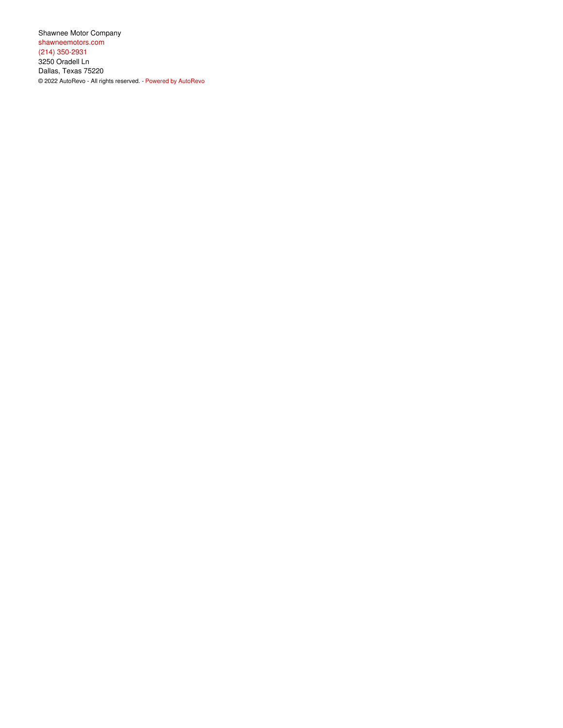Shawnee Motor Company
shawneemotors.com
(214) 350-2931
3250 Oradell Ln
Dallas, Texas 75220
© 2022 AutoRevo - All rights reserved. - Powered by AutoRevo